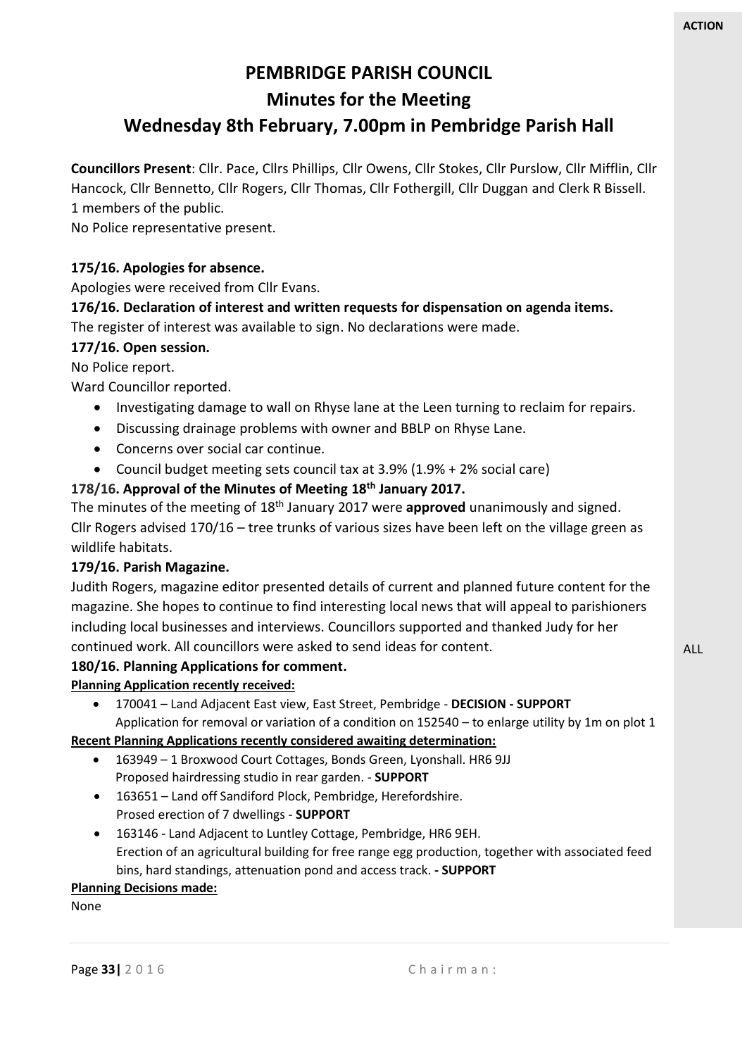**ACTION**

# PEMBRIDGE PARISH COUNCIL

## Minutes for the Meeting

## Wednesday 8th February, 7.00pm in Pembridge Parish Hall

**Councillors Present**: Cllr. Pace, Cllrs Phillips, Cllr Owens, Cllr Stokes, Cllr Purslow, Cllr Mifflin, Cllr Hancock, Cllr Bennetto, Cllr Rogers, Cllr Thomas, Cllr Fothergill, Cllr Duggan and Clerk R Bissell.
1 members of the public.
No Police representative present.

**175/16. Apologies for absence.**

Apologies were received from Cllr Evans.

**176/16. Declaration of interest and written requests for dispensation on agenda items.**

The register of interest was available to sign. No declarations were made.

**177/16. Open session.**

No Police report.
Ward Councillor reported.

- Investigating damage to wall on Rhyse lane at the Leen turning to reclaim for repairs.
- Discussing drainage problems with owner and BBLP on Rhyse Lane.
- Concerns over social car continue.
- Council budget meeting sets council tax at 3.9% (1.9% + 2% social care)

**178/16. Approval of the Minutes of Meeting 18th January 2017.**

The minutes of the meeting of 18th January 2017 were **approved** unanimously and signed.
Cllr Rogers advised 170/16 – tree trunks of various sizes have been left on the village green as wildlife habitats.

**179/16. Parish Magazine.**

Judith Rogers, magazine editor presented details of current and planned future content for the magazine. She hopes to continue to find interesting local news that will appeal to parishioners including local businesses and interviews. Councillors supported and thanked Judy for her continued work. All councillors were asked to send ideas for content. — ALL

**180/16. Planning Applications for comment.**

**Planning Application recently received:**

- 170041 – Land Adjacent East view, East Street, Pembridge - **DECISION - SUPPORT**
  Application for removal or variation of a condition on 152540 – to enlarge utility by 1m on plot 1

**Recent Planning Applications recently considered awaiting determination:**

- 163949 – 1 Broxwood Court Cottages, Bonds Green, Lyonshall. HR6 9JJ
  Proposed hairdressing studio in rear garden. - **SUPPORT**
- 163651 – Land off Sandiford Plock, Pembridge, Herefordshire.
  Prosed erection of 7 dwellings - **SUPPORT**
- 163146 - Land Adjacent to Luntley Cottage, Pembridge, HR6 9EH.
  Erection of an agricultural building for free range egg production, together with associated feed bins, hard standings, attenuation pond and access track. **- SUPPORT**

**Planning Decisions made:**

None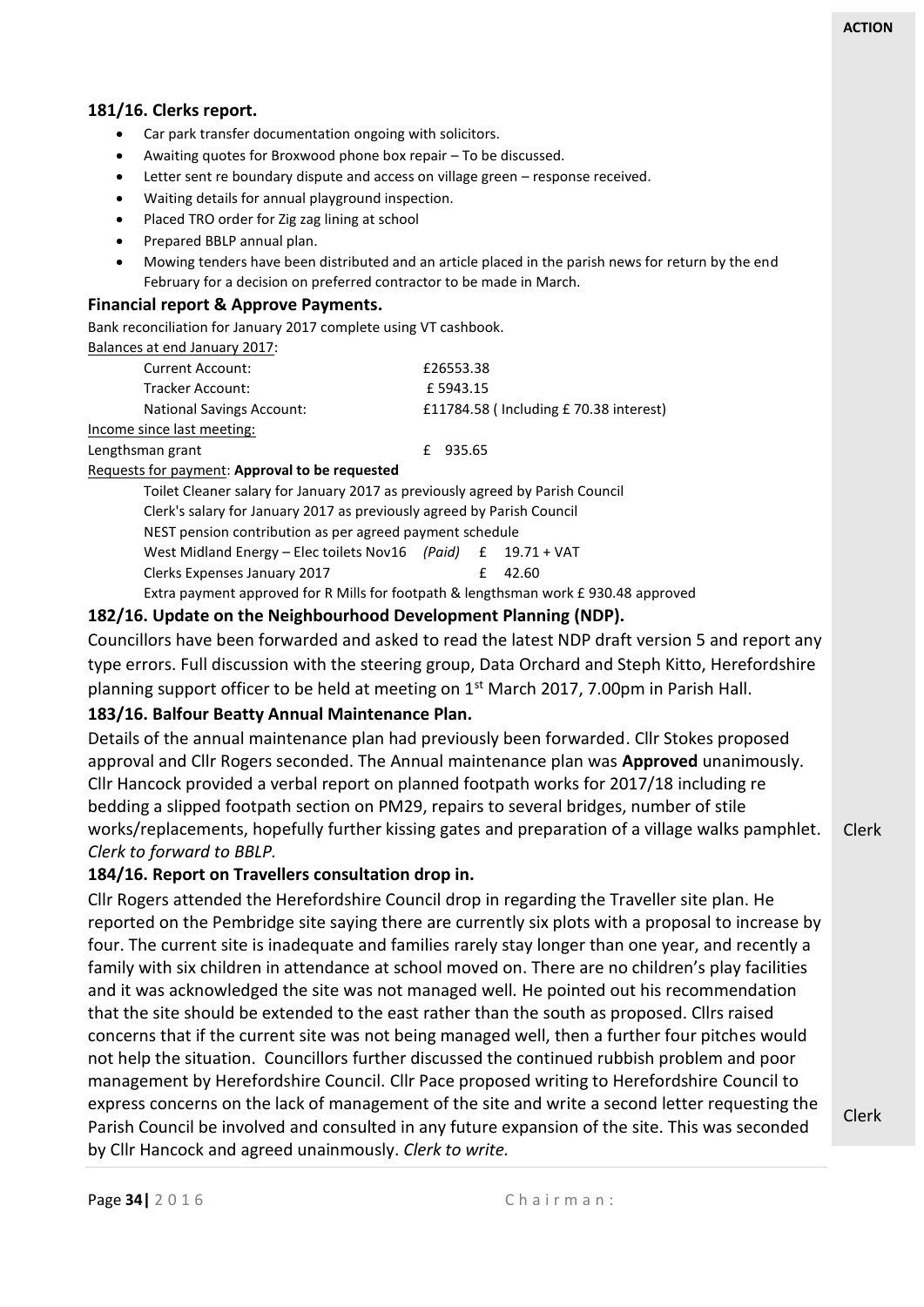**ACTION**

### 181/16. Clerks report.

- Car park transfer documentation ongoing with solicitors.
- Awaiting quotes for Broxwood phone box repair – To be discussed.
- Letter sent re boundary dispute and access on village green – response received.
- Waiting details for annual playground inspection.
- Placed TRO order for Zig zag lining at school
- Prepared BBLP annual plan.
- Mowing tenders have been distributed and an article placed in the parish news for return by the end February for a decision on preferred contractor to be made in March.

### Financial report & Approve Payments.

Bank reconciliation for January 2017 complete using VT cashbook.

Balances at end January 2017:

| | |
|---|---|
| Current Account: | £26553.38 |
| Tracker Account: | £ 5943.15 |
| National Savings Account: | £11784.58 ( Including £ 70.38 interest) |

Income since last meeting:

| | |
|---|---|
| Lengthsman grant | £ 935.65 |

Requests for payment: **Approval to be requested**

Toilet Cleaner salary for January 2017 as previously agreed by Parish Council
Clerk's salary for January 2017 as previously agreed by Parish Council
NEST pension contribution as per agreed payment schedule
West Midland Energy – Elec toilets Nov16 *(Paid)* £ 19.71 + VAT
Clerks Expenses January 2017 £ 42.60
Extra payment approved for R Mills for footpath & lengthsman work £ 930.48 approved

### 182/16. Update on the Neighbourhood Development Planning (NDP).

Councillors have been forwarded and asked to read the latest NDP draft version 5 and report any type errors. Full discussion with the steering group, Data Orchard and Steph Kitto, Herefordshire planning support officer to be held at meeting on 1st March 2017, 7.00pm in Parish Hall.

### 183/16. Balfour Beatty Annual Maintenance Plan.

Details of the annual maintenance plan had previously been forwarded. Cllr Stokes proposed approval and Cllr Rogers seconded. The Annual maintenance plan was **Approved** unanimously. Cllr Hancock provided a verbal report on planned footpath works for 2017/18 including re bedding a slipped footpath section on PM29, repairs to several bridges, number of stile works/replacements, hopefully further kissing gates and preparation of a village walks pamphlet. *Clerk to forward to BBLP.* — Clerk

### 184/16. Report on Travellers consultation drop in.

Cllr Rogers attended the Herefordshire Council drop in regarding the Traveller site plan. He reported on the Pembridge site saying there are currently six plots with a proposal to increase by four. The current site is inadequate and families rarely stay longer than one year, and recently a family with six children in attendance at school moved on. There are no children's play facilities and it was acknowledged the site was not managed well. He pointed out his recommendation that the site should be extended to the east rather than the south as proposed. Cllrs raised concerns that if the current site was not being managed well, then a further four pitches would not help the situation. Councillors further discussed the continued rubbish problem and poor management by Herefordshire Council. Cllr Pace proposed writing to Herefordshire Council to express concerns on the lack of management of the site and write a second letter requesting the Parish Council be involved and consulted in any future expansion of the site. This was seconded by Cllr Hancock and agreed unainmously. *Clerk to write.* — Clerk

Chairman: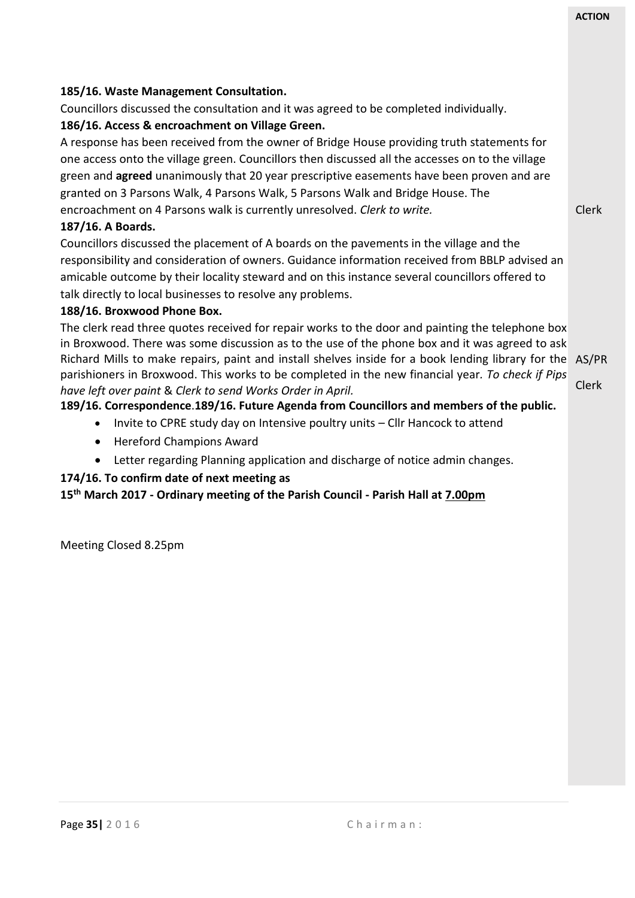**ACTION**

**185/16. Waste Management Consultation.**

Councillors discussed the consultation and it was agreed to be completed individually.

**186/16. Access & encroachment on Village Green.**

A response has been received from the owner of Bridge House providing truth statements for one access onto the village green. Councillors then discussed all the accesses on to the village green and **agreed** unanimously that 20 year prescriptive easements have been proven and are granted on 3 Parsons Walk, 4 Parsons Walk, 5 Parsons Walk and Bridge House. The encroachment on 4 Parsons walk is currently unresolved. *Clerk to write.* — Clerk

**187/16. A Boards.**

Councillors discussed the placement of A boards on the pavements in the village and the responsibility and consideration of owners. Guidance information received from BBLP advised an amicable outcome by their locality steward and on this instance several councillors offered to talk directly to local businesses to resolve any problems.

**188/16. Broxwood Phone Box.**

The clerk read three quotes received for repair works to the door and painting the telephone box in Broxwood. There was some discussion as to the use of the phone box and it was agreed to ask Richard Mills to make repairs, paint and install shelves inside for a book lending library for the parishioners in Broxwood. This works to be completed in the new financial year. *To check if Pips have left over paint* & *Clerk to send Works Order in April.* — AS/PR, Clerk

**189/16. Correspondence**.**189/16. Future Agenda from Councillors and members of the public.**

- Invite to CPRE study day on Intensive poultry units – Cllr Hancock to attend
- Hereford Champions Award
- Letter regarding Planning application and discharge of notice admin changes.

**174/16. To confirm date of next meeting as**

**15th March 2017 - Ordinary meeting of the Parish Council - Parish Hall at 7.00pm**

Meeting Closed 8.25pm

Chairman: